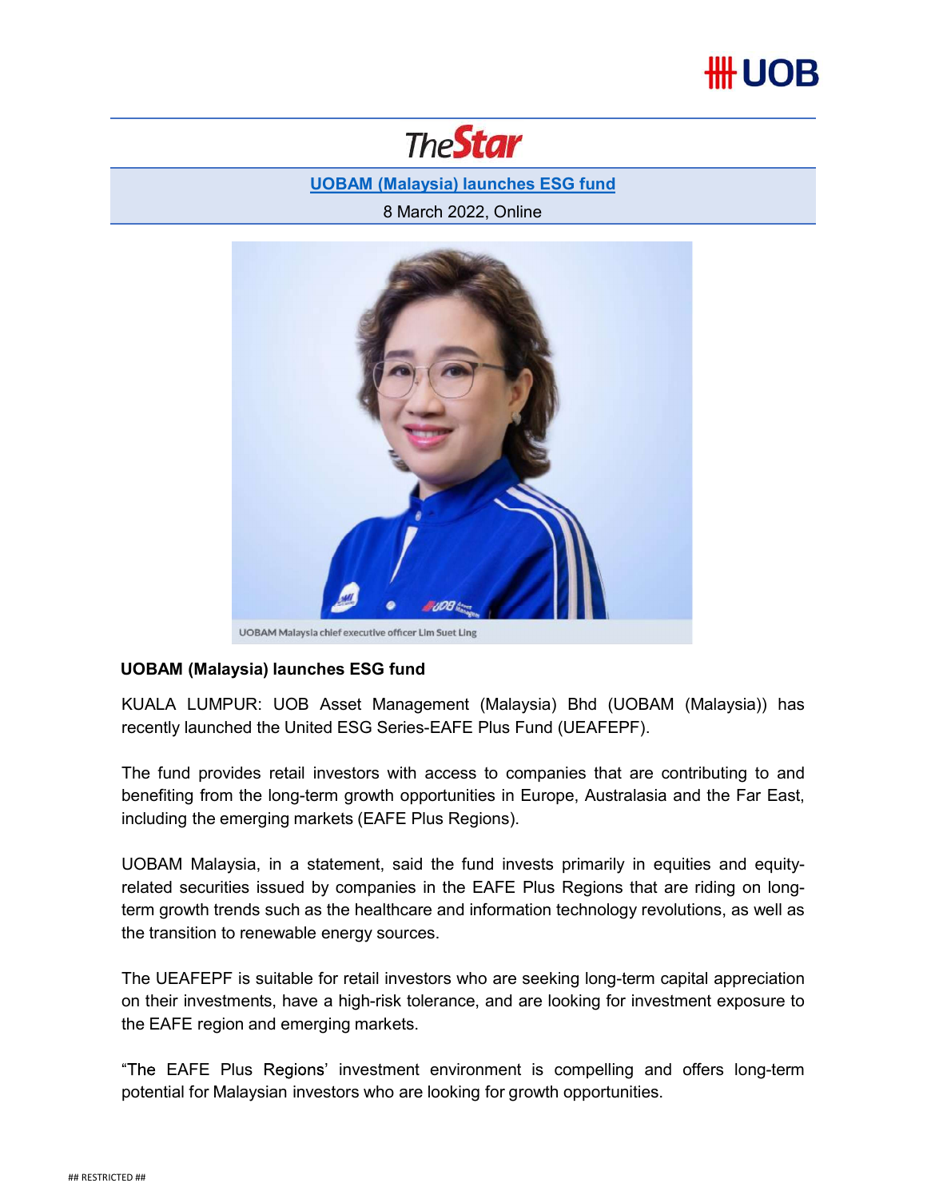**TheStar**

**UOBAM (Malaysia) launches ESG fund**

8 March 2022, Online

UOBAM Malaysia chief executive officer Lim Suet Ling

## UOBAM (Malaysia) launches ESG fund

KUALA LUMPUR: UOB Asset Management (Malaysia) Bhd (UOBAM (Malaysia)) has recently launched the United ESG Series-EAFE Plus Fund (UEAFEPF).

The fund provides retail investors with access to companies that are contributing to and benefiting from the long-term growth opportunities in Europe, Australasia and the Far East, including the emerging markets (EAFE Plus Regions).

UOBAM Malaysia, in a statement, said the fund invests primarily in equities and equity-related securities issued by companies in the EAFE Plus Regions that are riding on long-term growth trends such as the healthcare and information technology revolutions, as well as the transition to renewable energy sources.

The UEAFEPF is suitable for retail investors who are seeking long-term capital appreciation on their investments, have a high-risk tolerance, and are looking for investment exposure to the EAFE region and emerging markets.

"The EAFE Plus Regions' investment environment is compelling and offers long-term potential for Malaysian investors who are looking for growth opportunities.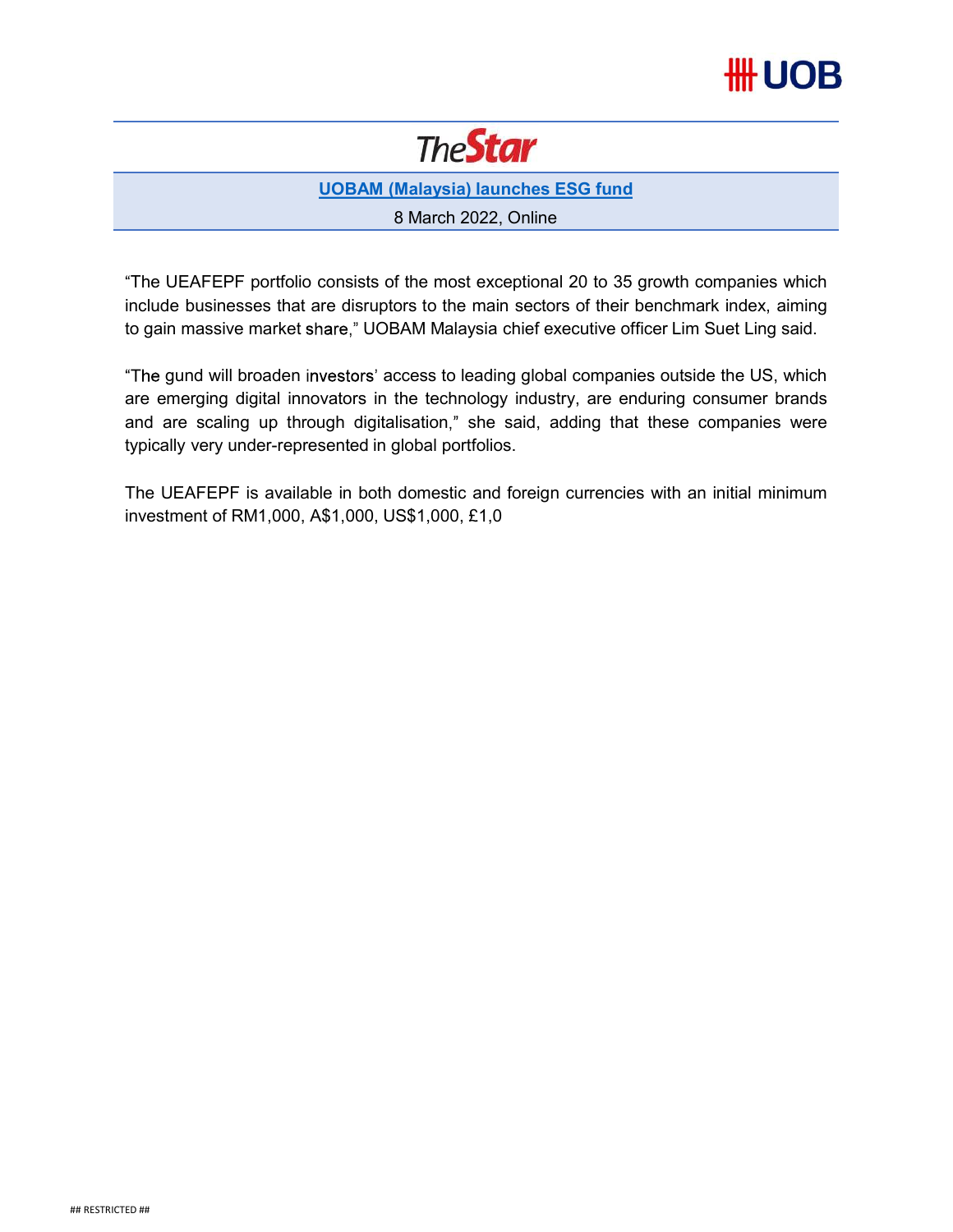# TheStar

**UOBAM (Malaysia) launches ESG fund**

8 March 2022, Online

"The UEAFEPF portfolio consists of the most exceptional 20 to 35 growth companies which include businesses that are disruptors to the main sectors of their benchmark index, aiming to gain massive market share," UOBAM Malaysia chief executive officer Lim Suet Ling said.

"The gund will broaden investors' access to leading global companies outside the US, which are emerging digital innovators in the technology industry, are enduring consumer brands and are scaling up through digitalisation," she said, adding that these companies were typically very under-represented in global portfolios.

The UEAFEPF is available in both domestic and foreign currencies with an initial minimum investment of RM1,000, A$1,000, US$1,000, £1,0